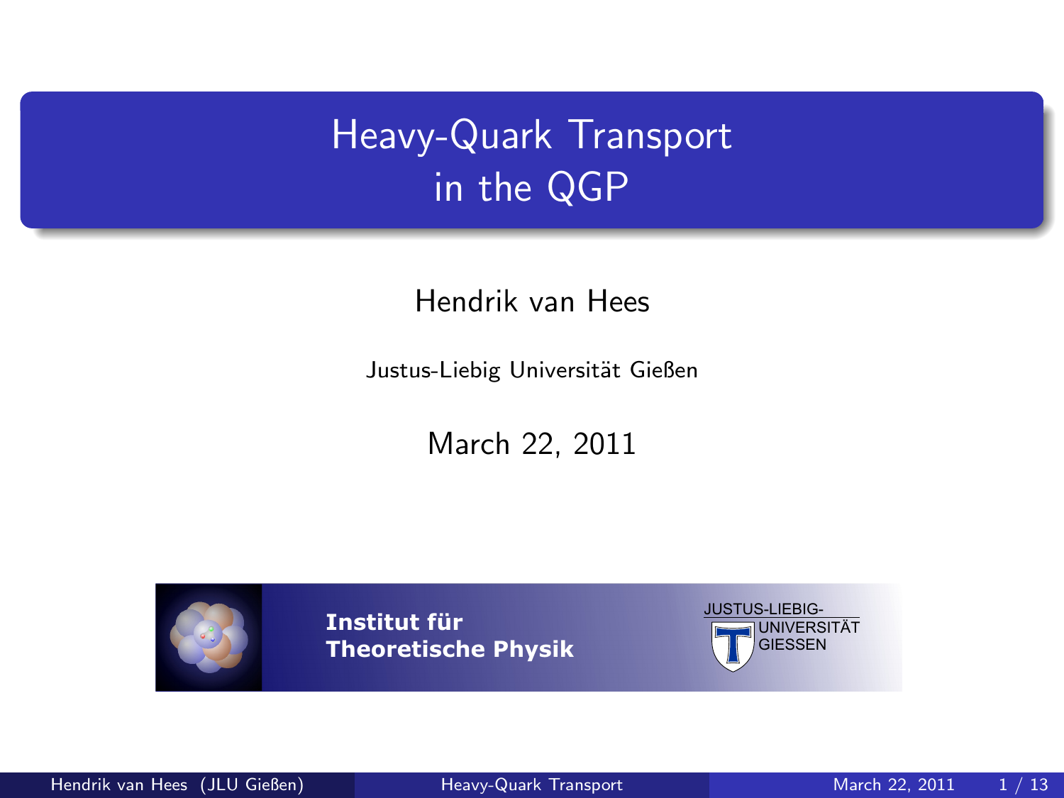# Heavy-Quark Transport in the QGP

Hendrik van Hees

Justus-Liebig Universität Gießen

March 22, 2011

**Institut für Theoretische Physik**

JUSTUS-LIEBIG-UNIVERSITÄT GIESSEN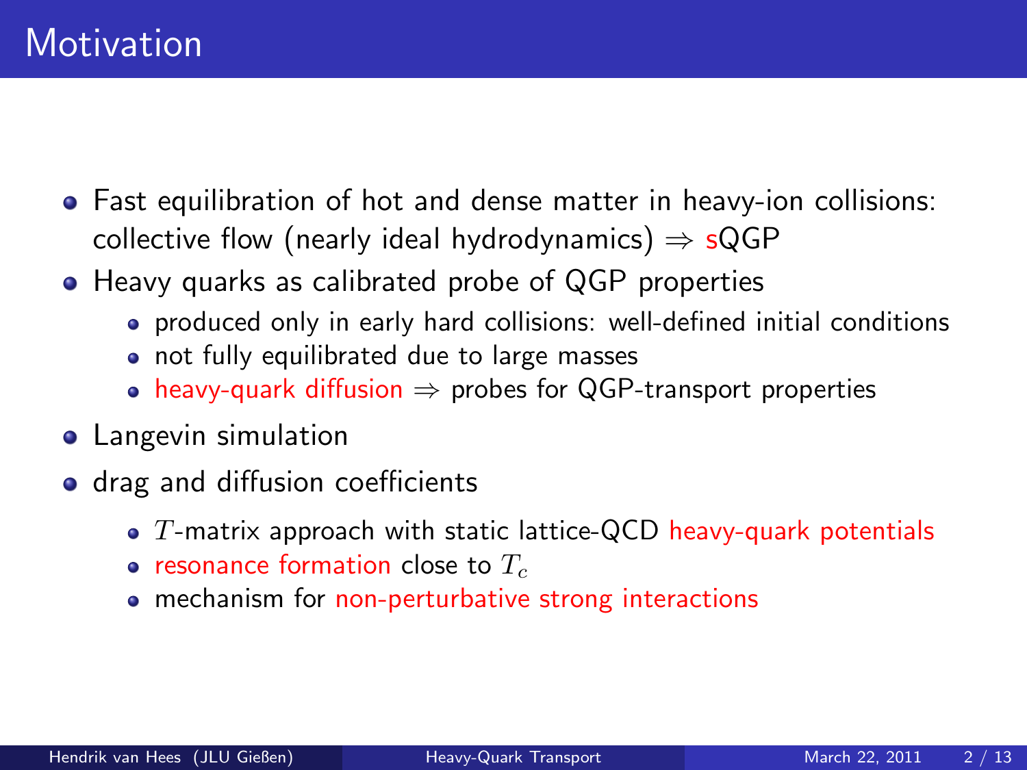# Motivation

- Fast equilibration of hot and dense matter in heavy-ion collisions: collective flow (nearly ideal hydrodynamics) $\Rightarrow$ sQGP
- Heavy quarks as calibrated probe of QGP properties
  - produced only in early hard collisions: well-defined initial conditions
  - not fully equilibrated due to large masses
  - heavy-quark diffusion $\Rightarrow$ probes for QGP-transport properties
- Langevin simulation
- drag and diffusion coefficients
  - $T$-matrix approach with static lattice-QCD heavy-quark potentials
  - resonance formation close to $T_c$
  - mechanism for non-perturbative strong interactions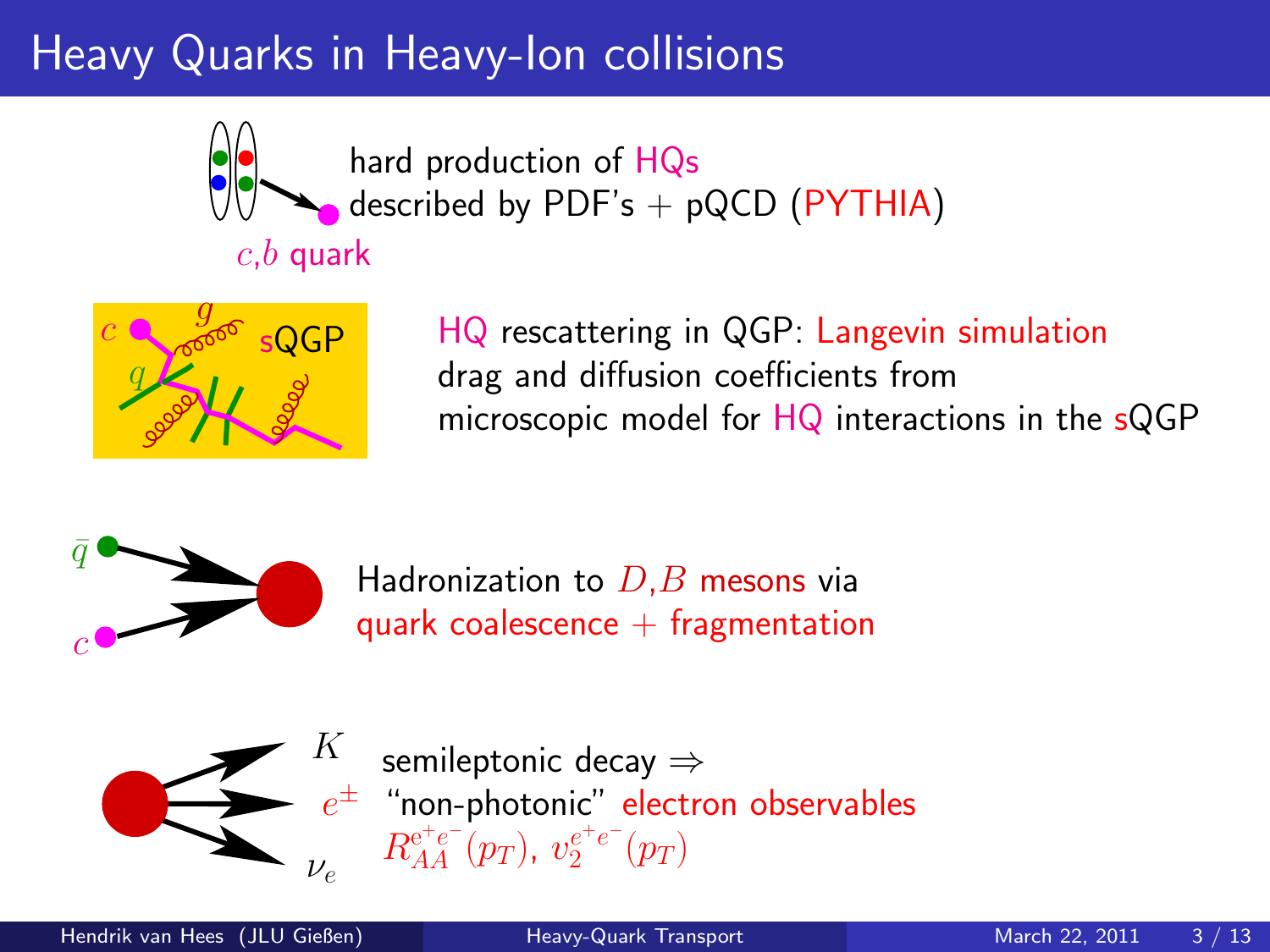# Heavy Quarks in Heavy-Ion collisions

- hard production of HQs described by PDF's + pQCD (PYTHIA)

  $c$,$b$ quark

- HQ rescattering in QGP: Langevin simulation drag and diffusion coefficients from microscopic model for HQ interactions in the sQGP

- Hadronization to $D$,$B$ mesons via quark coalescence + fragmentation

- semileptonic decay ⇒ "non-photonic" electron observables $R_{AA}^{e^+e^-}(p_T)$, $v_2^{e^+e^-}(p_T)$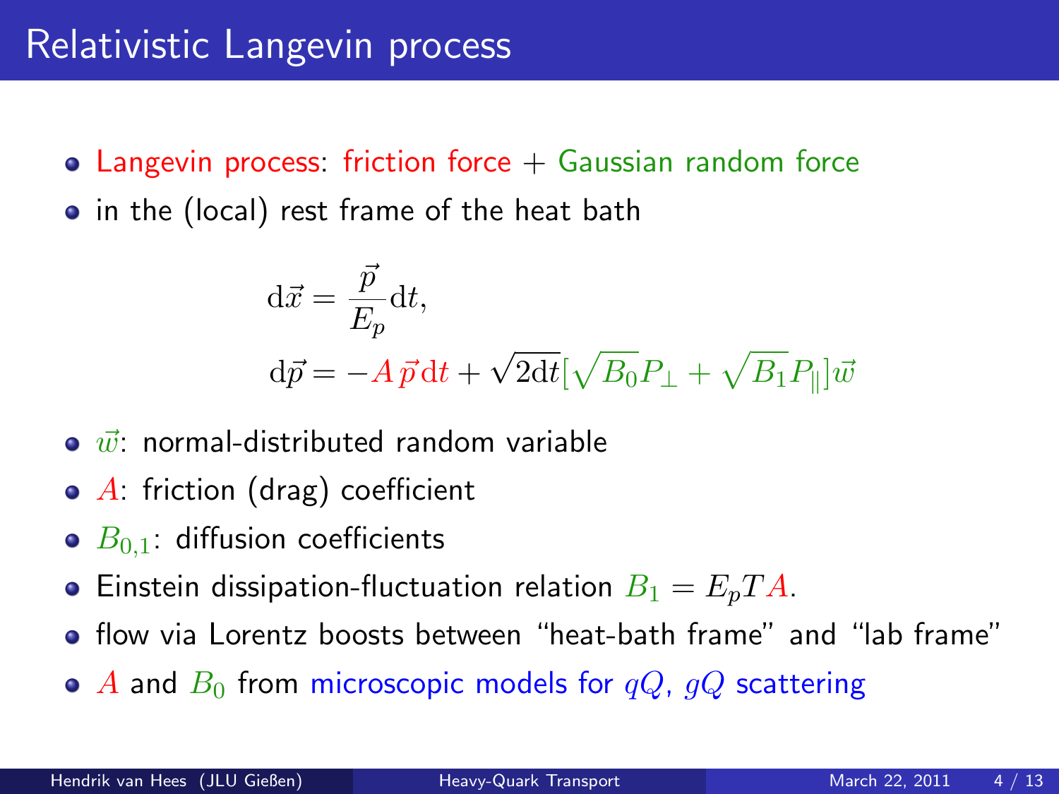# Relativistic Langevin process

- Langevin process: friction force + Gaussian random force
- in the (local) rest frame of the heat bath

$$\mathrm{d}\vec{x} = \frac{\vec{p}}{E_p}\mathrm{d}t,$$

$$\mathrm{d}\vec{p} = -A\,\vec{p}\,\mathrm{d}t + \sqrt{2\mathrm{d}t}[\sqrt{B_0}P_\perp + \sqrt{B_1}P_\parallel]\vec{w}$$

- $\vec{w}$: normal-distributed random variable
- $A$: friction (drag) coefficient
- $B_{0,1}$: diffusion coefficients
- Einstein dissipation-fluctuation relation $B_1 = E_p T A$.
- flow via Lorentz boosts between "heat-bath frame" and "lab frame"
- $A$ and $B_0$ from microscopic models for $qQ$, $gQ$ scattering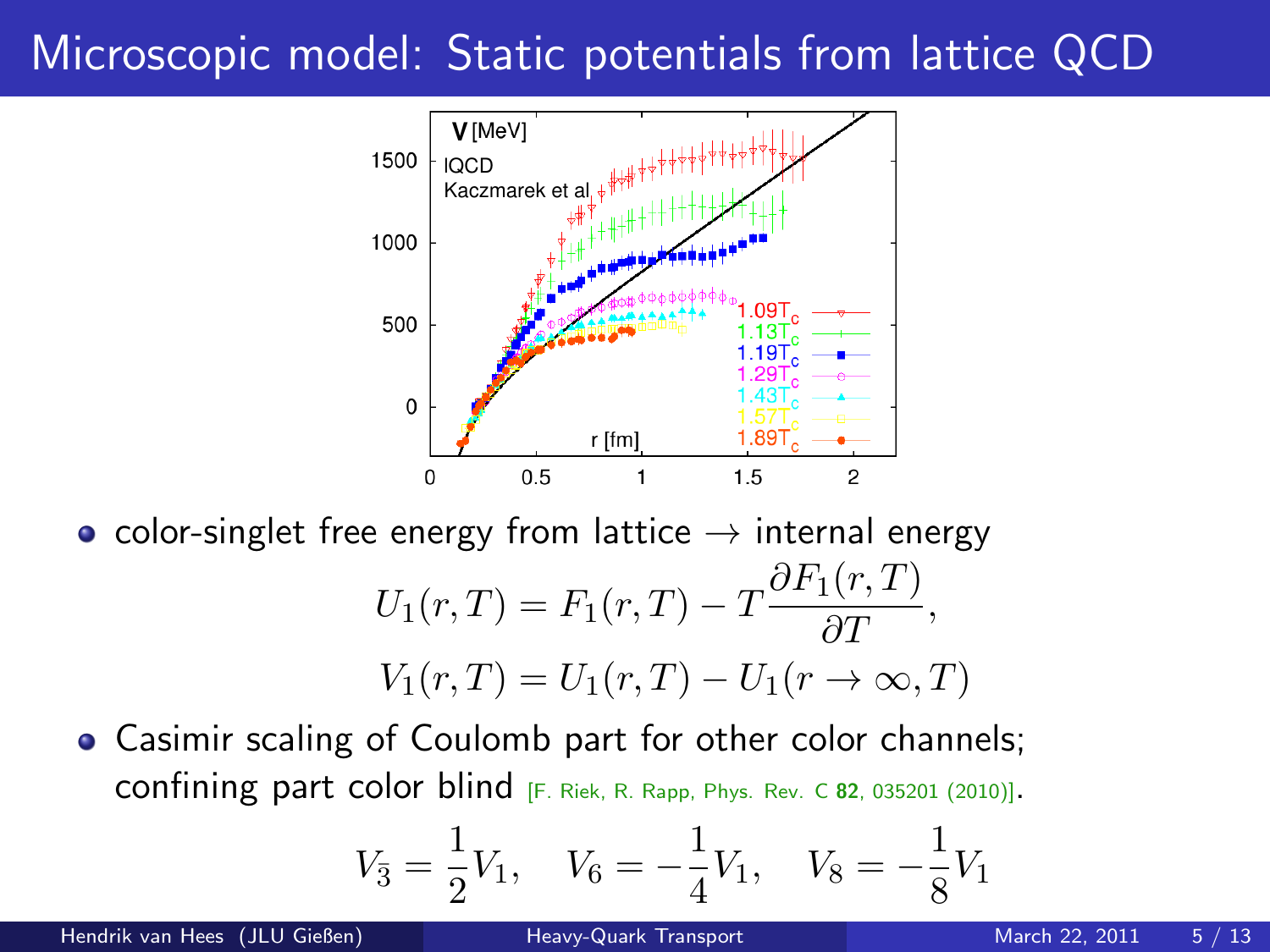# Microscopic model: Static potentials from lattice QCD

- color-singlet free energy from lattice → internal energy

$$U_1(r,T) = F_1(r,T) - T\frac{\partial F_1(r,T)}{\partial T},$$

$$V_1(r,T) = U_1(r,T) - U_1(r \to \infty, T)$$

- Casimir scaling of Coulomb part for other color channels; confining part color blind [F. Riek, R. Rapp, Phys. Rev. C **82**, 035201 (2010)].

$$V_{\bar{3}} = \frac{1}{2}V_1, \quad V_6 = -\frac{1}{4}V_1, \quad V_8 = -\frac{1}{8}V_1$$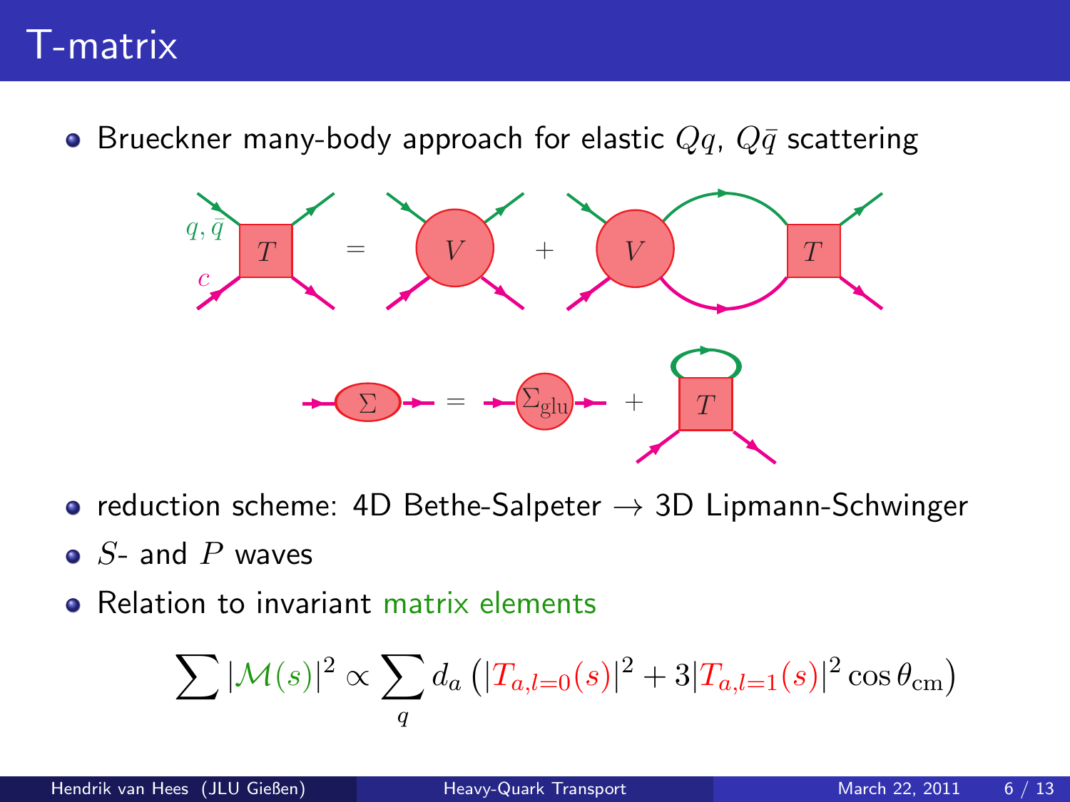# T-matrix

- Brueckner many-body approach for elastic $Qq$, $Q\bar{q}$ scattering
- reduction scheme: 4D Bethe-Salpeter $\rightarrow$ 3D Lipmann-Schwinger
- $S$- and $P$ waves
- Relation to invariant matrix elements

$$\sum |\mathcal{M}(s)|^2 \propto \sum_q d_a \left( |T_{a,l=0}(s)|^2 + 3|T_{a,l=1}(s)|^2 \cos\theta_{\text{cm}} \right)$$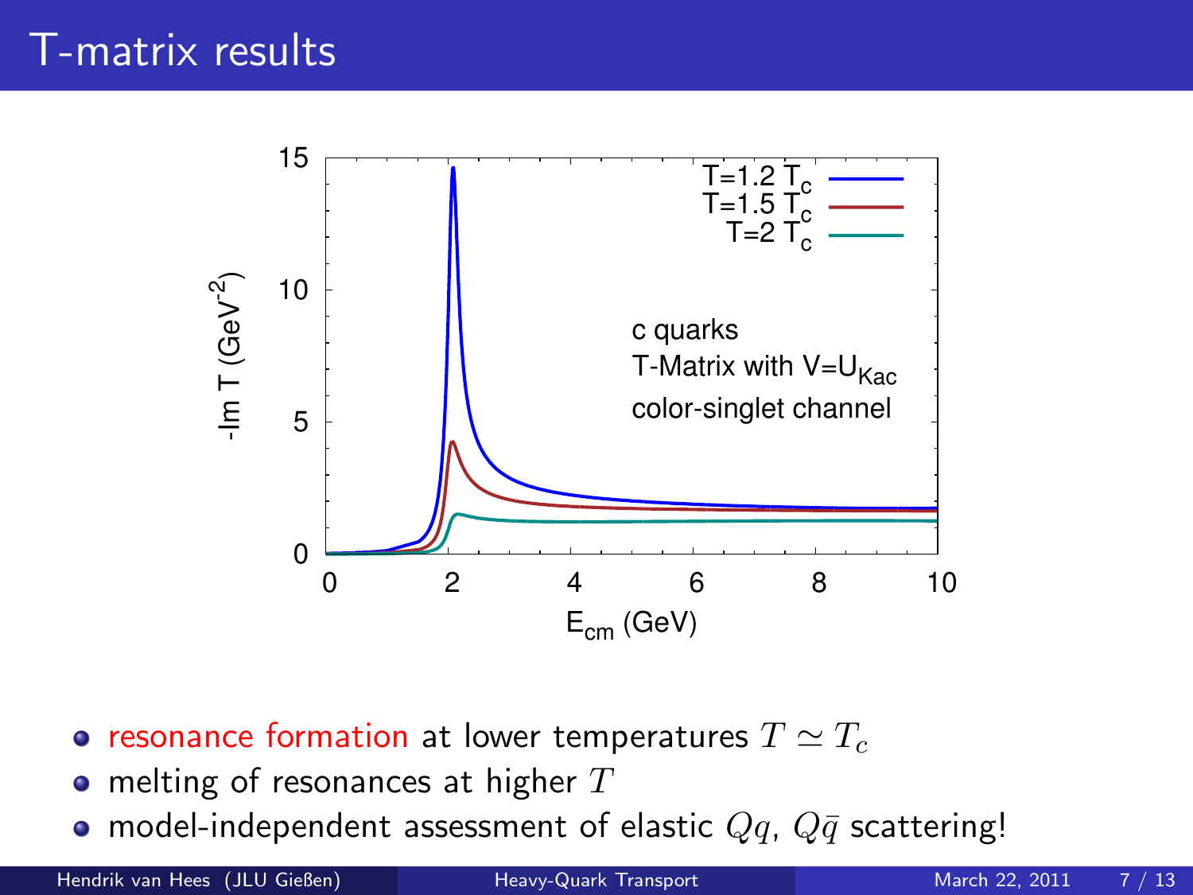# T-matrix results

- resonance formation at lower temperatures $T \simeq T_c$
- melting of resonances at higher $T$
- model-independent assessment of elastic $Qq$, $Q\bar{q}$ scattering!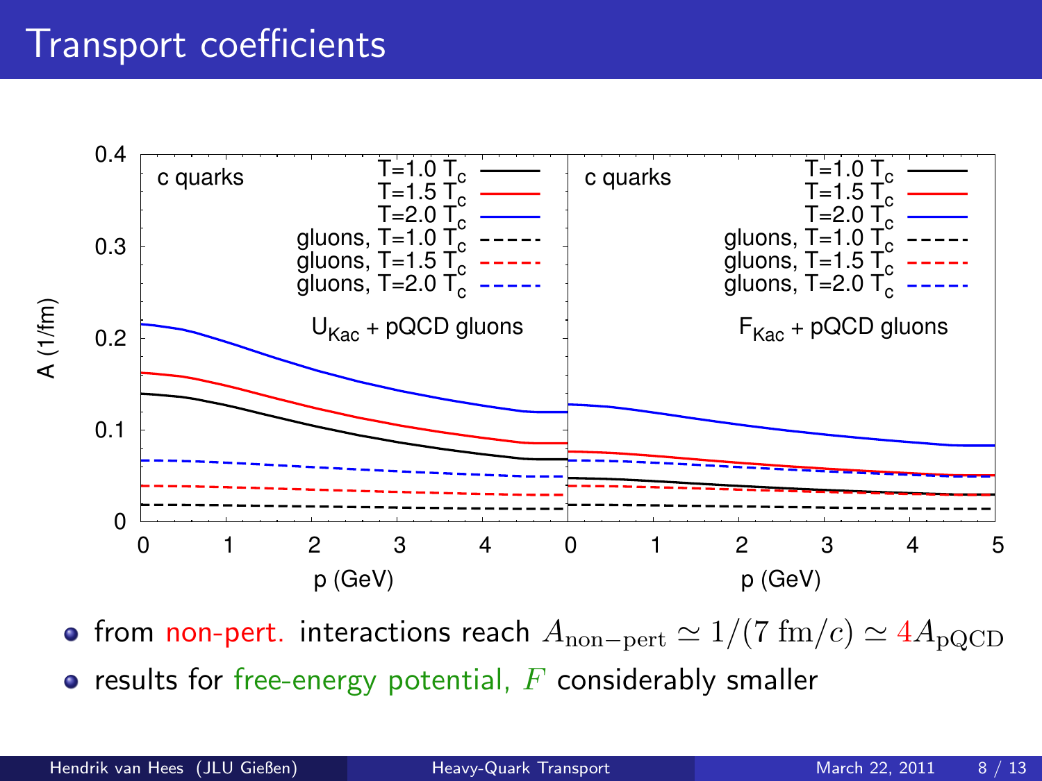# Transport coefficients

- from non-pert. interactions reach $A_{\mathrm{non-pert}} \simeq 1/(7\ \mathrm{fm}/c) \simeq 4 A_{\mathrm{pQCD}}$
- results for free-energy potential, $F$ considerably smaller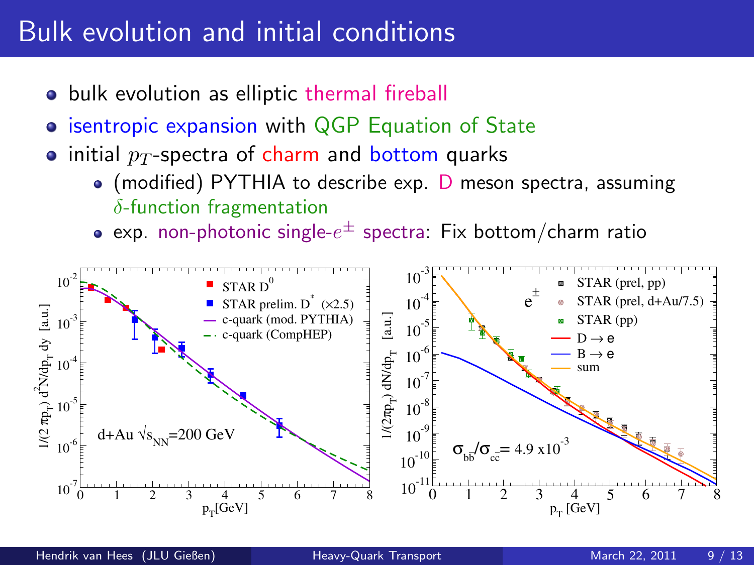# Bulk evolution and initial conditions

- bulk evolution as elliptic thermal fireball
- isentropic expansion with QGP Equation of State
- initial $p_T$-spectra of charm and bottom quarks
  - (modified) PYTHIA to describe exp. D meson spectra, assuming $\delta$-function fragmentation
  - exp. non-photonic single-$e^{\pm}$ spectra: Fix bottom/charm ratio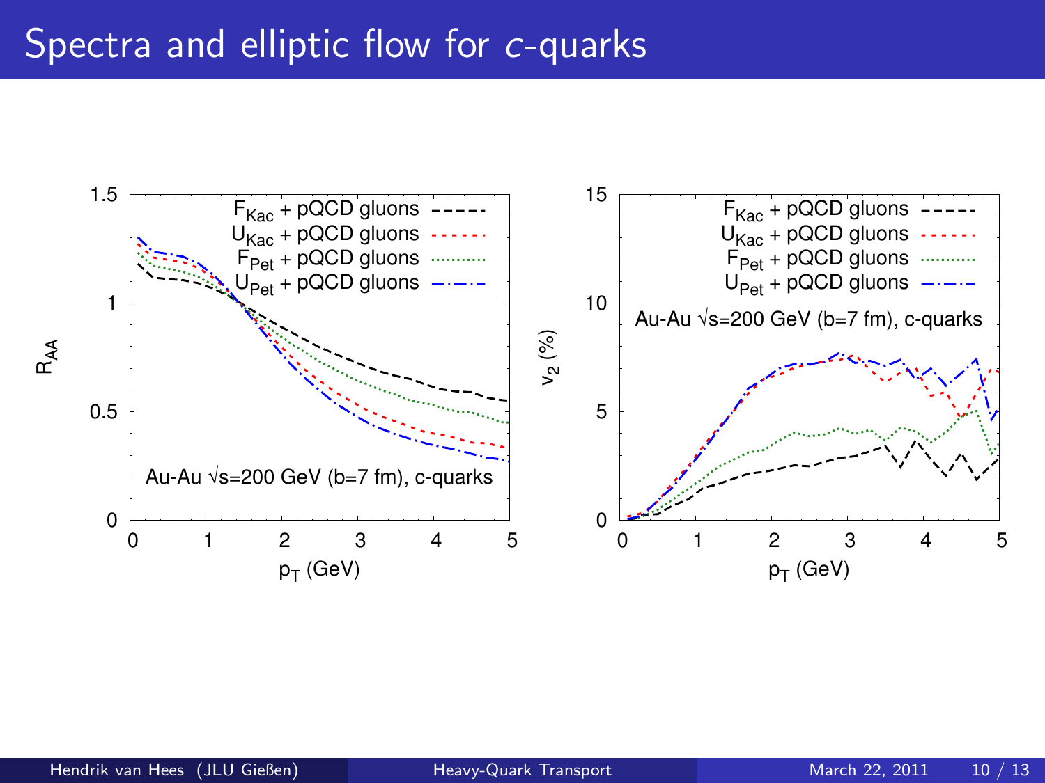# Spectra and elliptic flow for c-quarks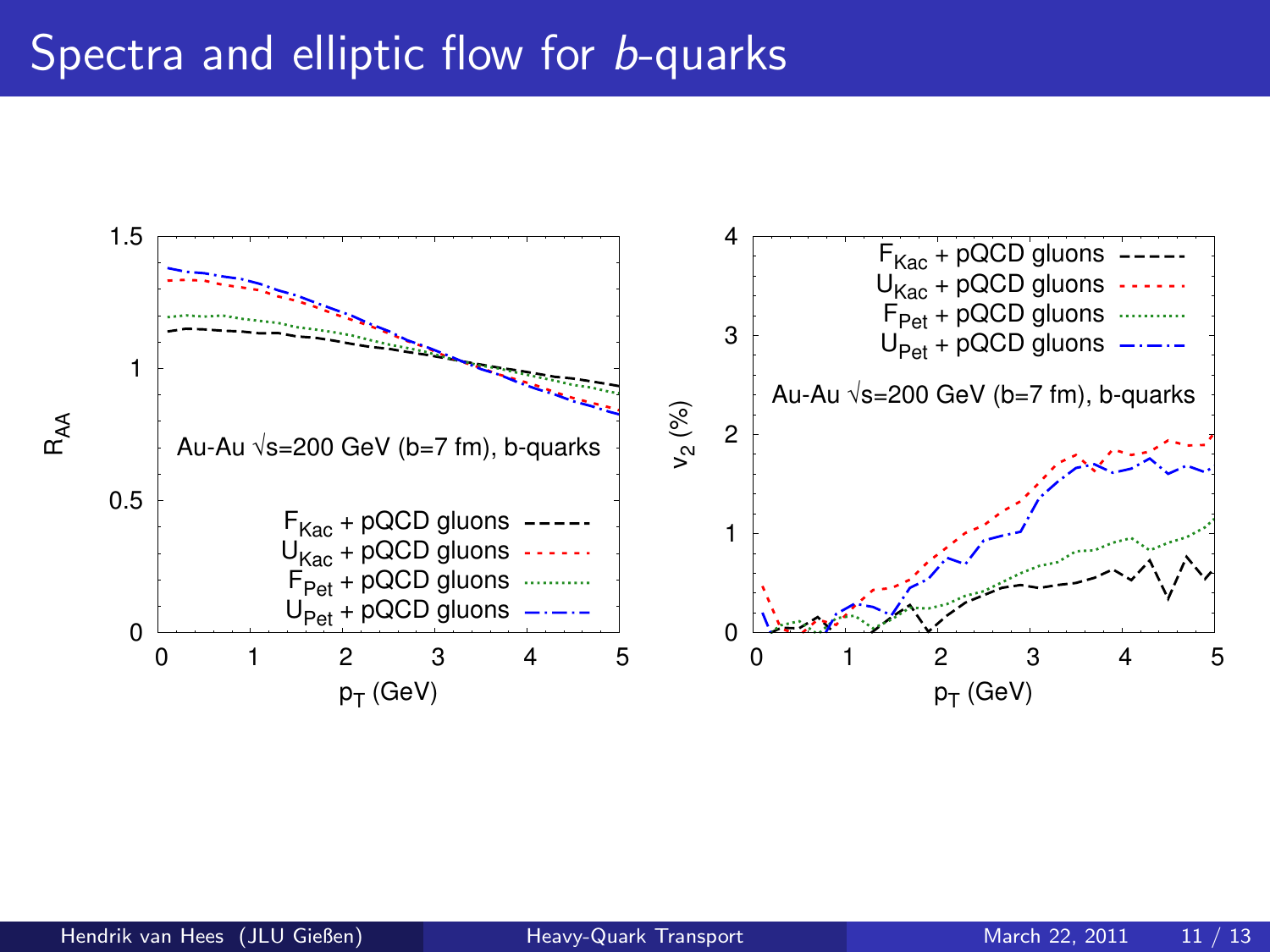# Spectra and elliptic flow for $b$-quarks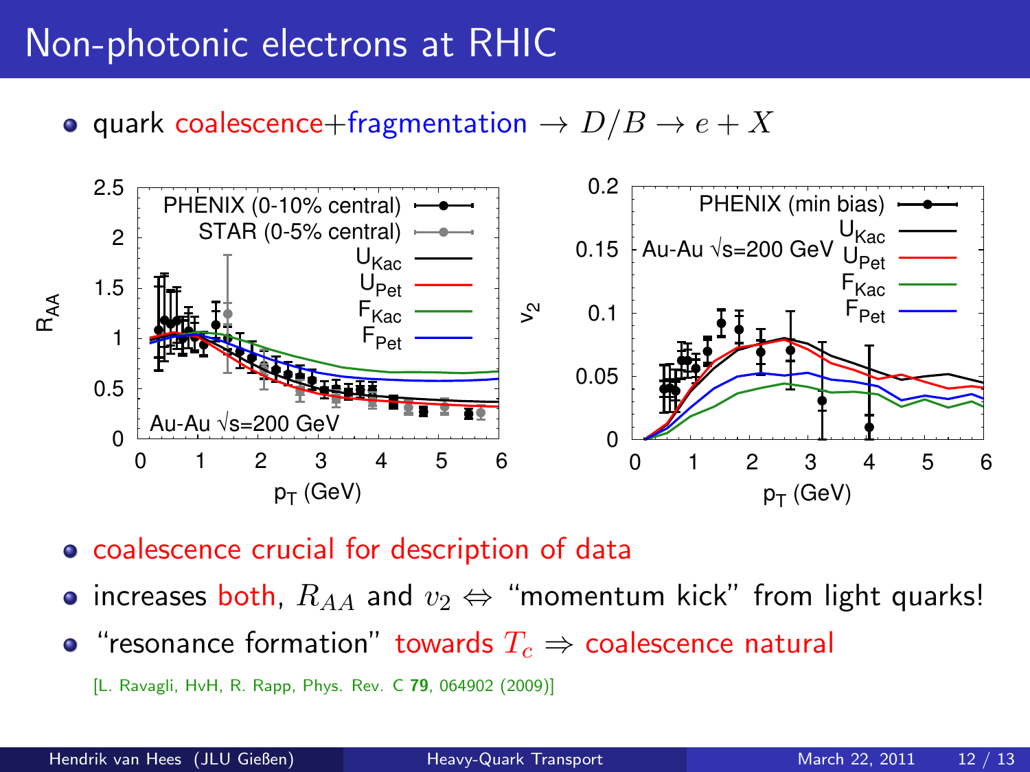# Non-photonic electrons at RHIC

- quark coalescence+fragmentation $\rightarrow D/B \rightarrow e + X$

- coalescence crucial for description of data
- increases both, $R_{AA}$ and $v_2 \Leftrightarrow$ "momentum kick" from light quarks!
- "resonance formation" towards $T_c \Rightarrow$ coalescence natural

[L. Ravagli, HvH, R. Rapp, Phys. Rev. C **79**, 064902 (2009)]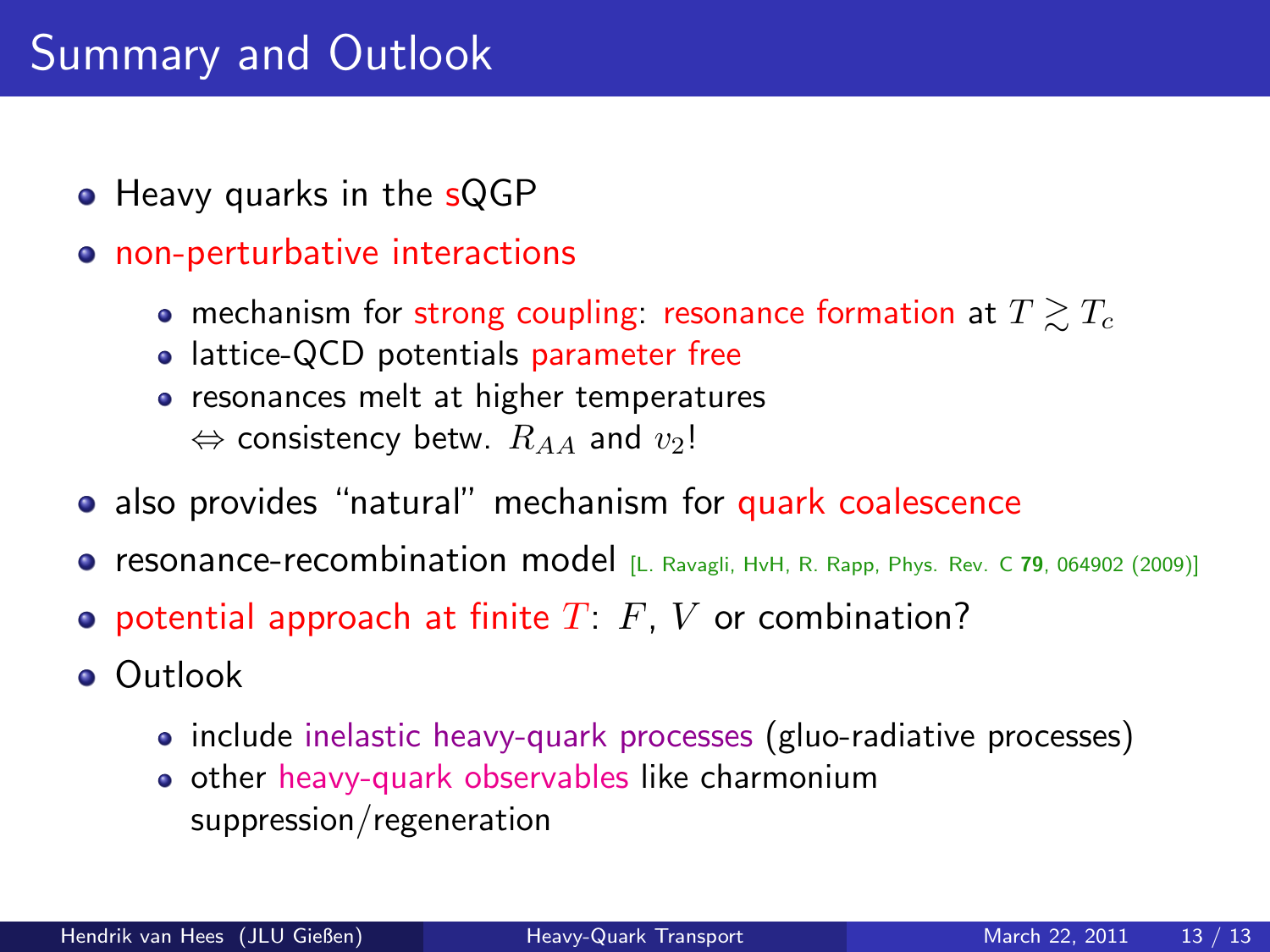# Summary and Outlook

- Heavy quarks in the sQGP
- non-perturbative interactions
  - mechanism for strong coupling: resonance formation at $T \gtrsim T_c$
  - lattice-QCD potentials parameter free
  - resonances melt at higher temperatures
    $\Leftrightarrow$ consistency betw. $R_{AA}$ and $v_2$!
- also provides "natural" mechanism for quark coalescence
- resonance-recombination model [L. Ravagli, HvH, R. Rapp, Phys. Rev. C **79**, 064902 (2009)]
- potential approach at finite $T$: $F$, $V$ or combination?
- Outlook
  - include inelastic heavy-quark processes (gluo-radiative processes)
  - other heavy-quark observables like charmonium suppression/regeneration